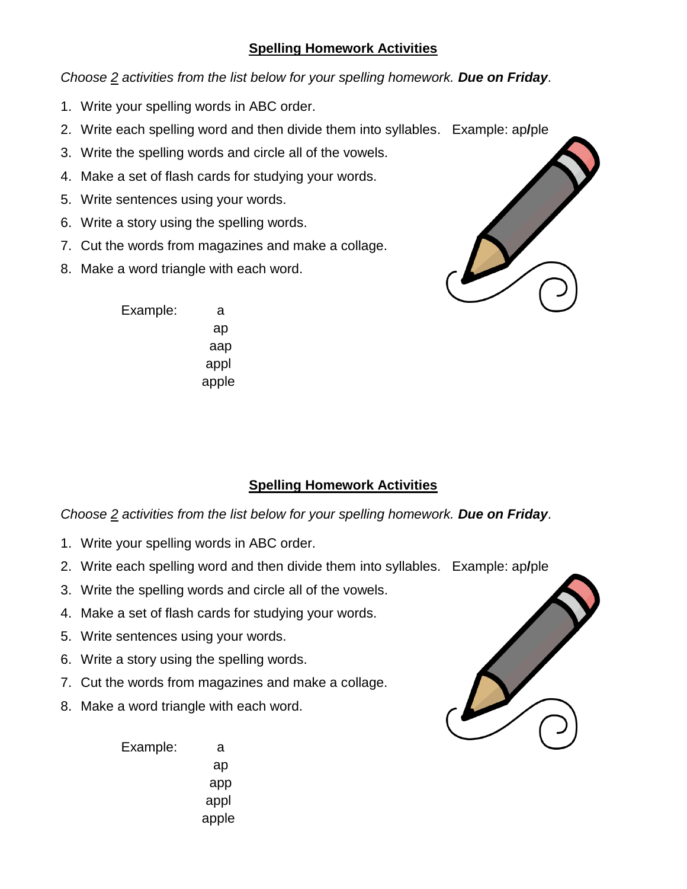## Spelling Homework Activities

*Choose 2 activities from the list below for your spelling homework.* ***Due on Friday***.

1. Write your spelling words in ABC order.
2. Write each spelling word and then divide them into syllables. Example: ap**/**ple
3. Write the spelling words and circle all of the vowels.
4. Make a set of flash cards for studying your words.
5. Write sentences using your words.
6. Write a story using the spelling words.
7. Cut the words from magazines and make a collage.
8. Make a word triangle with each word.

Example:

a
ap
aap
appl
apple

## Spelling Homework Activities

*Choose 2 activities from the list below for your spelling homework.* ***Due on Friday***.

1. Write your spelling words in ABC order.
2. Write each spelling word and then divide them into syllables. Example: ap**/**ple
3. Write the spelling words and circle all of the vowels.
4. Make a set of flash cards for studying your words.
5. Write sentences using your words.
6. Write a story using the spelling words.
7. Cut the words from magazines and make a collage.
8. Make a word triangle with each word.

Example:

a
ap
app
appl
apple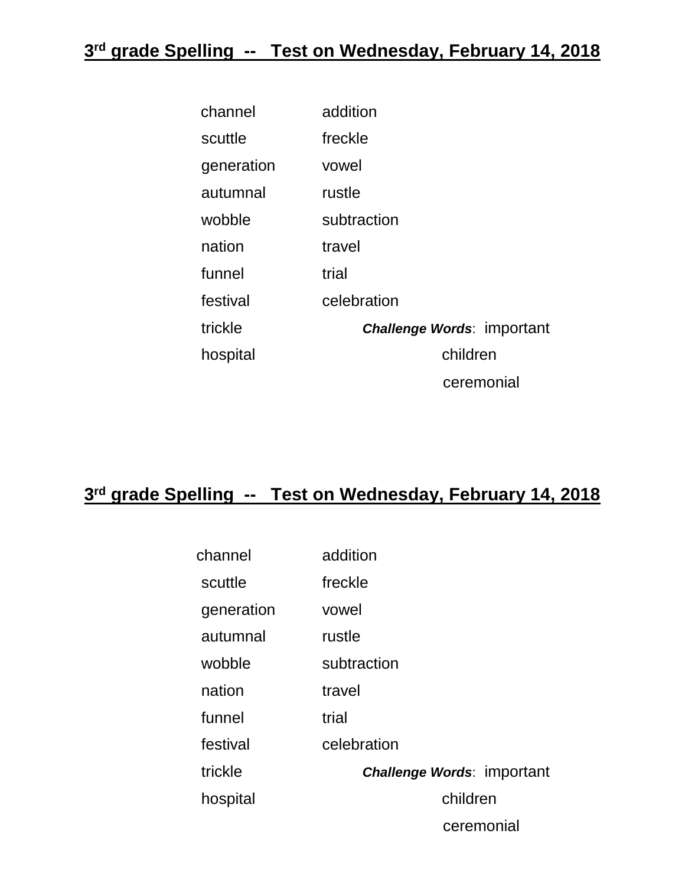**3rd grade Spelling -- Test on Wednesday, February 14, 2018**

| | |
|---|---|
| channel | addition |
| scuttle | freckle |
| generation | vowel |
| autumnal | rustle |
| wobble | subtraction |
| nation | travel |
| funnel | trial |
| festival | celebration |
| trickle | ***Challenge Words***: important |
| hospital | children |
| | ceremonial |

**3rd grade Spelling -- Test on Wednesday, February 14, 2018**

| | |
|---|---|
| channel | addition |
| scuttle | freckle |
| generation | vowel |
| autumnal | rustle |
| wobble | subtraction |
| nation | travel |
| funnel | trial |
| festival | celebration |
| trickle | ***Challenge Words***: important |
| hospital | children |
| | ceremonial |